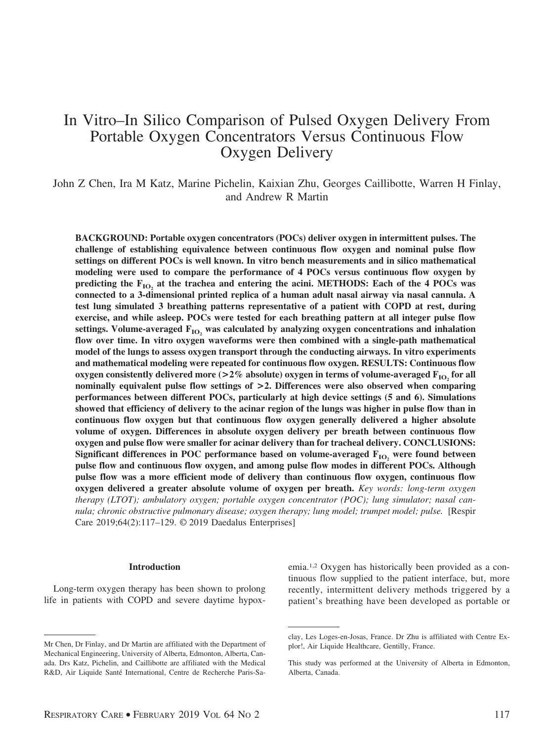# In Vitro–In Silico Comparison of Pulsed Oxygen Delivery From Portable Oxygen Concentrators Versus Continuous Flow Oxygen Delivery

John Z Chen, Ira M Katz, Marine Pichelin, Kaixian Zhu, Georges Caillibotte, Warren H Finlay, and Andrew R Martin

**BACKGROUND: Portable oxygen concentrators (POCs) deliver oxygen in intermittent pulses. The challenge of establishing equivalence between continuous flow oxygen and nominal pulse flow settings on different POCs is well known. In vitro bench measurements and in silico mathematical modeling were used to compare the performance of 4 POCs versus continuous flow oxygen by predicting the $F_{IO_2}$ at the trachea and entering the acini. METHODS: Each of the 4 POCs was connected to a 3-dimensional printed replica of a human adult nasal airway via nasal cannula. A test lung simulated 3 breathing patterns representative of a patient with COPD at rest, during exercise, and while asleep. POCs were tested for each breathing pattern at all integer pulse flow settings. Volume-averaged $F_{IO_2}$ was calculated by analyzing oxygen concentrations and inhalation flow over time. In vitro oxygen waveforms were then combined with a single-path mathematical model of the lungs to assess oxygen transport through the conducting airways. In vitro experiments and mathematical modeling were repeated for continuous flow oxygen. RESULTS: Continuous flow oxygen consistently delivered more (>2% absolute) oxygen in terms of volume-averaged $F_{IO_2}$ for all nominally equivalent pulse flow settings of >2. Differences were also observed when comparing performances between different POCs, particularly at high device settings (5 and 6). Simulations showed that efficiency of delivery to the acinar region of the lungs was higher in pulse flow than in continuous flow oxygen but that continuous flow oxygen generally delivered a higher absolute volume of oxygen. Differences in absolute oxygen delivery per breath between continuous flow oxygen and pulse flow were smaller for acinar delivery than for tracheal delivery. CONCLUSIONS: Significant differences in POC performance based on volume-averaged $F_{IO_2}$ were found between pulse flow and continuous flow oxygen, and among pulse flow modes in different POCs. Although pulse flow was a more efficient mode of delivery than continuous flow oxygen, continuous flow oxygen delivered a greater absolute volume of oxygen per breath.** *Key words: long-term oxygen therapy (LTOT); ambulatory oxygen; portable oxygen concentrator (POC); lung simulator; nasal cannula; chronic obstructive pulmonary disease; oxygen therapy; lung model; trumpet model; pulse.* [Respir Care 2019;64(2):117–129. © 2019 Daedalus Enterprises]

## Introduction

Long-term oxygen therapy has been shown to prolong life in patients with COPD and severe daytime hypoxemia.[1,2] Oxygen has historically been provided as a continuous flow supplied to the patient interface, but, more recently, intermittent delivery methods triggered by a patient's breathing have been developed as portable or

---

Mr Chen, Dr Finlay, and Dr Martin are affiliated with the Department of Mechanical Engineering, University of Alberta, Edmonton, Alberta, Canada. Drs Katz, Pichelin, and Caillibotte are affiliated with the Medical R&D, Air Liquide Santé International, Centre de Recherche Paris-Saclay, Les Loges-en-Josas, France. Dr Zhu is affiliated with Centre Explor!, Air Liquide Healthcare, Gentilly, France.

This study was performed at the University of Alberta in Edmonton, Alberta, Canada.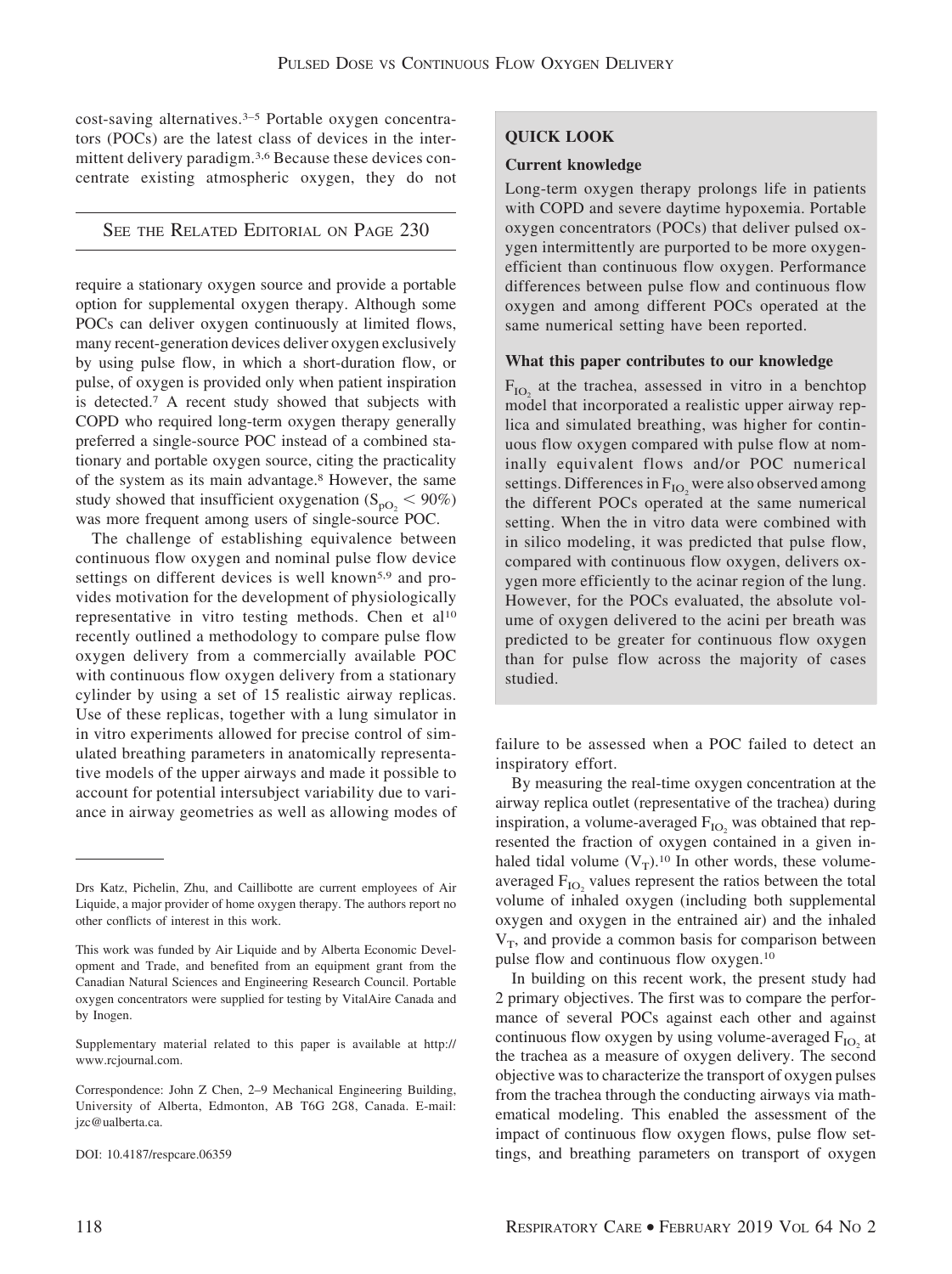cost-saving alternatives.[3–5] Portable oxygen concentrators (POCs) are the latest class of devices in the intermittent delivery paradigm.[3,6] Because these devices concentrate existing atmospheric oxygen, they do not

SEE THE RELATED EDITORIAL ON PAGE 230

require a stationary oxygen source and provide a portable option for supplemental oxygen therapy. Although some POCs can deliver oxygen continuously at limited flows, many recent-generation devices deliver oxygen exclusively by using pulse flow, in which a short-duration flow, or pulse, of oxygen is provided only when patient inspiration is detected.[7] A recent study showed that subjects with COPD who required long-term oxygen therapy generally preferred a single-source POC instead of a combined stationary and portable oxygen source, citing the practicality of the system as its main advantage.[8] However, the same study showed that insufficient oxygenation ($S_{pO_2}$ < 90%) was more frequent among users of single-source POC.

The challenge of establishing equivalence between continuous flow oxygen and nominal pulse flow device settings on different devices is well known[5,9] and provides motivation for the development of physiologically representative in vitro testing methods. Chen et al[10] recently outlined a methodology to compare pulse flow oxygen delivery from a commercially available POC with continuous flow oxygen delivery from a stationary cylinder by using a set of 15 realistic airway replicas. Use of these replicas, together with a lung simulator in in vitro experiments allowed for precise control of simulated breathing parameters in anatomically representative models of the upper airways and made it possible to account for potential intersubject variability due to variance in airway geometries as well as allowing modes of failure to be assessed when a POC failed to detect an inspiratory effort.

By measuring the real-time oxygen concentration at the airway replica outlet (representative of the trachea) during inspiration, a volume-averaged $F_{IO_2}$ was obtained that represented the fraction of oxygen contained in a given inhaled tidal volume ($V_T$).[10] In other words, these volume-averaged $F_{IO_2}$ values represent the ratios between the total volume of inhaled oxygen (including both supplemental oxygen and oxygen in the entrained air) and the inhaled $V_T$, and provide a common basis for comparison between pulse flow and continuous flow oxygen.[10]

In building on this recent work, the present study had 2 primary objectives. The first was to compare the performance of several POCs against each other and against continuous flow oxygen by using volume-averaged $F_{IO_2}$ at the trachea as a measure of oxygen delivery. The second objective was to characterize the transport of oxygen pulses from the trachea through the conducting airways via mathematical modeling. This enabled the assessment of the impact of continuous flow oxygen flows, pulse flow settings, and breathing parameters on transport of oxygen

## QUICK LOOK

### Current knowledge

Long-term oxygen therapy prolongs life in patients with COPD and severe daytime hypoxemia. Portable oxygen concentrators (POCs) that deliver pulsed oxygen intermittently are purported to be more oxygen-efficient than continuous flow oxygen. Performance differences between pulse flow and continuous flow oxygen and among different POCs operated at the same numerical setting have been reported.

### What this paper contributes to our knowledge

$F_{IO_2}$ at the trachea, assessed in vitro in a benchtop model that incorporated a realistic upper airway replica and simulated breathing, was higher for continuous flow oxygen compared with pulse flow at nominally equivalent flows and/or POC numerical settings. Differences in $F_{IO_2}$ were also observed among the different POCs operated at the same numerical setting. When the in vitro data were combined with in silico modeling, it was predicted that pulse flow, compared with continuous flow oxygen, delivers oxygen more efficiently to the acinar region of the lung. However, for the POCs evaluated, the absolute volume of oxygen delivered to the acini per breath was predicted to be greater for continuous flow oxygen than for pulse flow across the majority of cases studied.

Drs Katz, Pichelin, Zhu, and Caillibotte are current employees of Air Liquide, a major provider of home oxygen therapy. The authors report no other conflicts of interest in this work.

This work was funded by Air Liquide and by Alberta Economic Development and Trade, and benefited from an equipment grant from the Canadian Natural Sciences and Engineering Research Council. Portable oxygen concentrators were supplied for testing by VitalAire Canada and by Inogen.

Supplementary material related to this paper is available at http://www.rcjournal.com.

Correspondence: John Z Chen, 2–9 Mechanical Engineering Building, University of Alberta, Edmonton, AB T6G 2G8, Canada. E-mail: jzc@ualberta.ca.

DOI: 10.4187/respcare.06359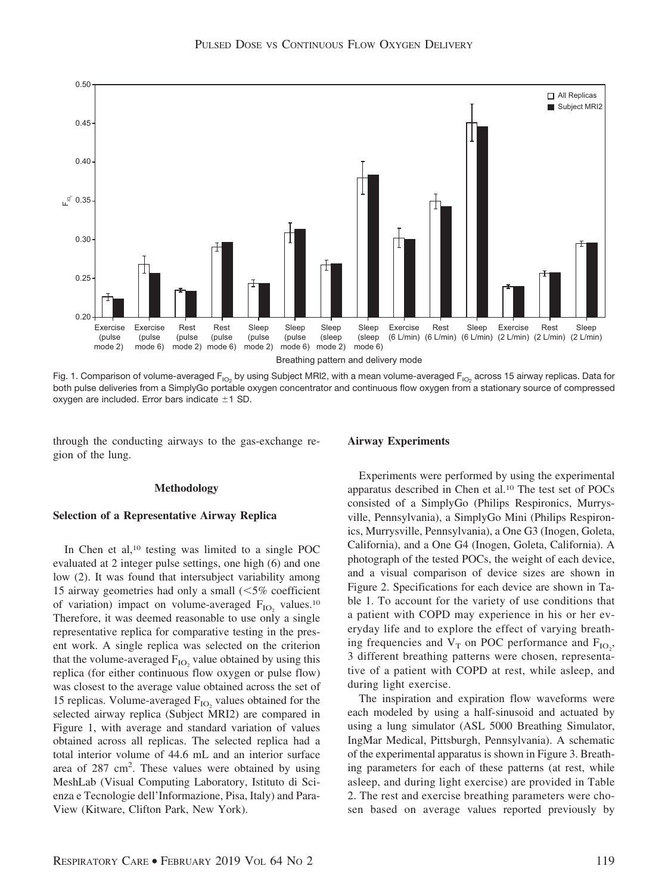Fig. 1. Comparison of volume-averaged $F_{IO_2}$ by using Subject MRI2, with a mean volume-averaged $F_{IO_2}$ across 15 airway replicas. Data for both pulse deliveries from a SimplyGo portable oxygen concentrator and continuous flow oxygen from a stationary source of compressed oxygen are included. Error bars indicate ±1 SD.

through the conducting airways to the gas-exchange region of the lung.

## Methodology

### Selection of a Representative Airway Replica

In Chen et al,[10] testing was limited to a single POC evaluated at 2 integer pulse settings, one high (6) and one low (2). It was found that intersubject variability among 15 airway geometries had only a small (<5% coefficient of variation) impact on volume-averaged $F_{IO_2}$ values.[10] Therefore, it was deemed reasonable to use only a single representative replica for comparative testing in the present work. A single replica was selected on the criterion that the volume-averaged $F_{IO_2}$ value obtained by using this replica (for either continuous flow oxygen or pulse flow) was closest to the average value obtained across the set of 15 replicas. Volume-averaged $F_{IO_2}$ values obtained for the selected airway replica (Subject MRI2) are compared in Figure 1, with average and standard variation of values obtained across all replicas. The selected replica had a total interior volume of 44.6 mL and an interior surface area of 287 $cm^2$. These values were obtained by using MeshLab (Visual Computing Laboratory, Istituto di Scienza e Tecnologie dell'Informazione, Pisa, Italy) and ParaView (Kitware, Clifton Park, New York).

### Airway Experiments

Experiments were performed by using the experimental apparatus described in Chen et al.[10] The test set of POCs consisted of a SimplyGo (Philips Respironics, Murrysville, Pennsylvania), a SimplyGo Mini (Philips Respironics, Murrysville, Pennsylvania), a One G3 (Inogen, Goleta, California), and a One G4 (Inogen, Goleta, California). A photograph of the tested POCs, the weight of each device, and a visual comparison of device sizes are shown in Figure 2. Specifications for each device are shown in Table 1. To account for the variety of use conditions that a patient with COPD may experience in his or her everyday life and to explore the effect of varying breathing frequencies and $V_T$ on POC performance and $F_{IO_2}$, 3 different breathing patterns were chosen, representative of a patient with COPD at rest, while asleep, and during light exercise.

The inspiration and expiration flow waveforms were each modeled by using a half-sinusoid and actuated by using a lung simulator (ASL 5000 Breathing Simulator, IngMar Medical, Pittsburgh, Pennsylvania). A schematic of the experimental apparatus is shown in Figure 3. Breathing parameters for each of these patterns (at rest, while asleep, and during light exercise) are provided in Table 2. The rest and exercise breathing parameters were chosen based on average values reported previously by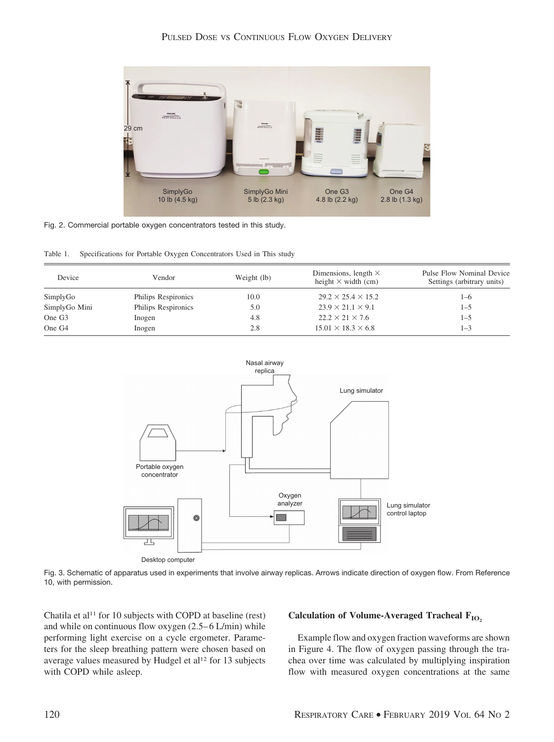Fig. 2. Commercial portable oxygen concentrators tested in this study.

Table 1. Specifications for Portable Oxygen Concentrators Used in This study

| Device | Vendor | Weight (lb) | Dimensions, length × height × width (cm) | Pulse Flow Nominal Device Settings (arbitrary units) |
|---|---|---|---|---|
| SimplyGo | Philips Respironics | 10.0 | 29.2 × 25.4 × 15.2 | 1–6 |
| SimplyGo Mini | Philips Respironics | 5.0 | 23.9 × 21.1 × 9.1 | 1–5 |
| One G3 | Inogen | 4.8 | 22.2 × 21 × 7.6 | 1–5 |
| One G4 | Inogen | 2.8 | 15.01 × 18.3 × 6.8 | 1–3 |

Fig. 3. Schematic of apparatus used in experiments that involve airway replicas. Arrows indicate direction of oxygen flow. From Reference 10, with permission.

Chatila et al[11] for 10 subjects with COPD at baseline (rest) and while on continuous flow oxygen (2.5–6 L/min) while performing light exercise on a cycle ergometer. Parameters for the sleep breathing pattern were chosen based on average values measured by Hudgel et al[12] for 13 subjects with COPD while asleep.

### Calculation of Volume-Averaged Tracheal $F_{IO_2}$

Example flow and oxygen fraction waveforms are shown in Figure 4. The flow of oxygen passing through the trachea over time was calculated by multiplying inspiration flow with measured oxygen concentrations at the same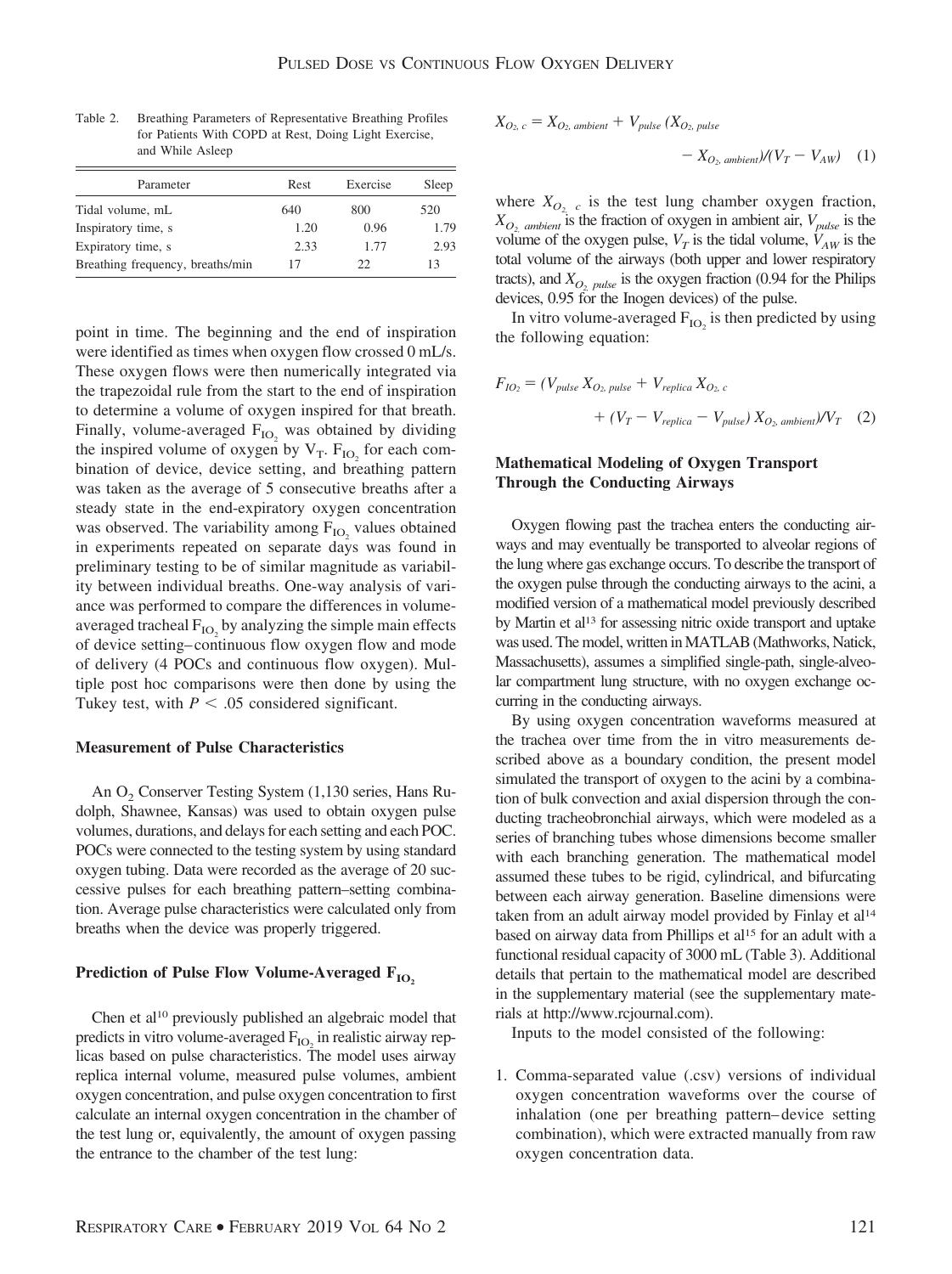Table 2. Breathing Parameters of Representative Breathing Profiles for Patients With COPD at Rest, Doing Light Exercise, and While Asleep

| Parameter | Rest | Exercise | Sleep |
|---|---|---|---|
| Tidal volume, mL | 640 | 800 | 520 |
| Inspiratory time, s | 1.20 | 0.96 | 1.79 |
| Expiratory time, s | 2.33 | 1.77 | 2.93 |
| Breathing frequency, breaths/min | 17 | 22 | 13 |

point in time. The beginning and the end of inspiration were identified as times when oxygen flow crossed 0 mL/s. These oxygen flows were then numerically integrated via the trapezoidal rule from the start to the end of inspiration to determine a volume of oxygen inspired for that breath. Finally, volume-averaged $F_{IO_2}$ was obtained by dividing the inspired volume of oxygen by $V_T$. $F_{IO_2}$ for each combination of device, device setting, and breathing pattern was taken as the average of 5 consecutive breaths after a steady state in the end-expiratory oxygen concentration was observed. The variability among $F_{IO_2}$ values obtained in experiments repeated on separate days was found in preliminary testing to be of similar magnitude as variability between individual breaths. One-way analysis of variance was performed to compare the differences in volume-averaged tracheal $F_{IO_2}$ by analyzing the simple main effects of device setting–continuous flow oxygen flow and mode of delivery (4 POCs and continuous flow oxygen). Multiple post hoc comparisons were then done by using the Tukey test, with $P < .05$ considered significant.

### Measurement of Pulse Characteristics

An $O_2$ Conserver Testing System (1,130 series, Hans Rudolph, Shawnee, Kansas) was used to obtain oxygen pulse volumes, durations, and delays for each setting and each POC. POCs were connected to the testing system by using standard oxygen tubing. Data were recorded as the average of 20 successive pulses for each breathing pattern–setting combination. Average pulse characteristics were calculated only from breaths when the device was properly triggered.

### Prediction of Pulse Flow Volume-Averaged $F_{IO_2}$

Chen et al[10] previously published an algebraic model that predicts in vitro volume-averaged $F_{IO_2}$ in realistic airway replicas based on pulse characteristics. The model uses airway replica internal volume, measured pulse volumes, ambient oxygen concentration, and pulse oxygen concentration to first calculate an internal oxygen concentration in the chamber of the test lung or, equivalently, the amount of oxygen passing the entrance to the chamber of the test lung:

$$X_{O_2,\,c} = X_{O_2,\,ambient} + V_{pulse}\,(X_{O_2,\,pulse} - X_{O_2,\,ambient})/(V_T - V_{AW}) \quad (1)$$

where $X_{O_2,\,c}$ is the test lung chamber oxygen fraction, $X_{O_2,\,ambient}$ is the fraction of oxygen in ambient air, $V_{pulse}$ is the volume of the oxygen pulse, $V_T$ is the tidal volume, $V_{AW}$ is the total volume of the airways (both upper and lower respiratory tracts), and $X_{O_2,\,pulse}$ is the oxygen fraction (0.94 for the Philips devices, 0.95 for the Inogen devices) of the pulse.

In vitro volume-averaged $F_{IO_2}$ is then predicted by using the following equation:

$$F_{IO_2} = (V_{pulse}\,X_{O_2,\,pulse} + V_{replica}\,X_{O_2,\,c} + (V_T - V_{replica} - V_{pulse})\,X_{O_2,\,ambient})/V_T \quad (2)$$

### Mathematical Modeling of Oxygen Transport Through the Conducting Airways

Oxygen flowing past the trachea enters the conducting airways and may eventually be transported to alveolar regions of the lung where gas exchange occurs. To describe the transport of the oxygen pulse through the conducting airways to the acini, a modified version of a mathematical model previously described by Martin et al[13] for assessing nitric oxide transport and uptake was used. The model, written in MATLAB (Mathworks, Natick, Massachusetts), assumes a simplified single-path, single-alveolar compartment lung structure, with no oxygen exchange occurring in the conducting airways.

By using oxygen concentration waveforms measured at the trachea over time from the in vitro measurements described above as a boundary condition, the present model simulated the transport of oxygen to the acini by a combination of bulk convection and axial dispersion through the conducting tracheobronchial airways, which were modeled as a series of branching tubes whose dimensions become smaller with each branching generation. The mathematical model assumed these tubes to be rigid, cylindrical, and bifurcating between each airway generation. Baseline dimensions were taken from an adult airway model provided by Finlay et al[14] based on airway data from Phillips et al[15] for an adult with a functional residual capacity of 3000 mL (Table 3). Additional details that pertain to the mathematical model are described in the supplementary material (see the supplementary materials at http://www.rcjournal.com).

Inputs to the model consisted of the following:

1. Comma-separated value (.csv) versions of individual oxygen concentration waveforms over the course of inhalation (one per breathing pattern–device setting combination), which were extracted manually from raw oxygen concentration data.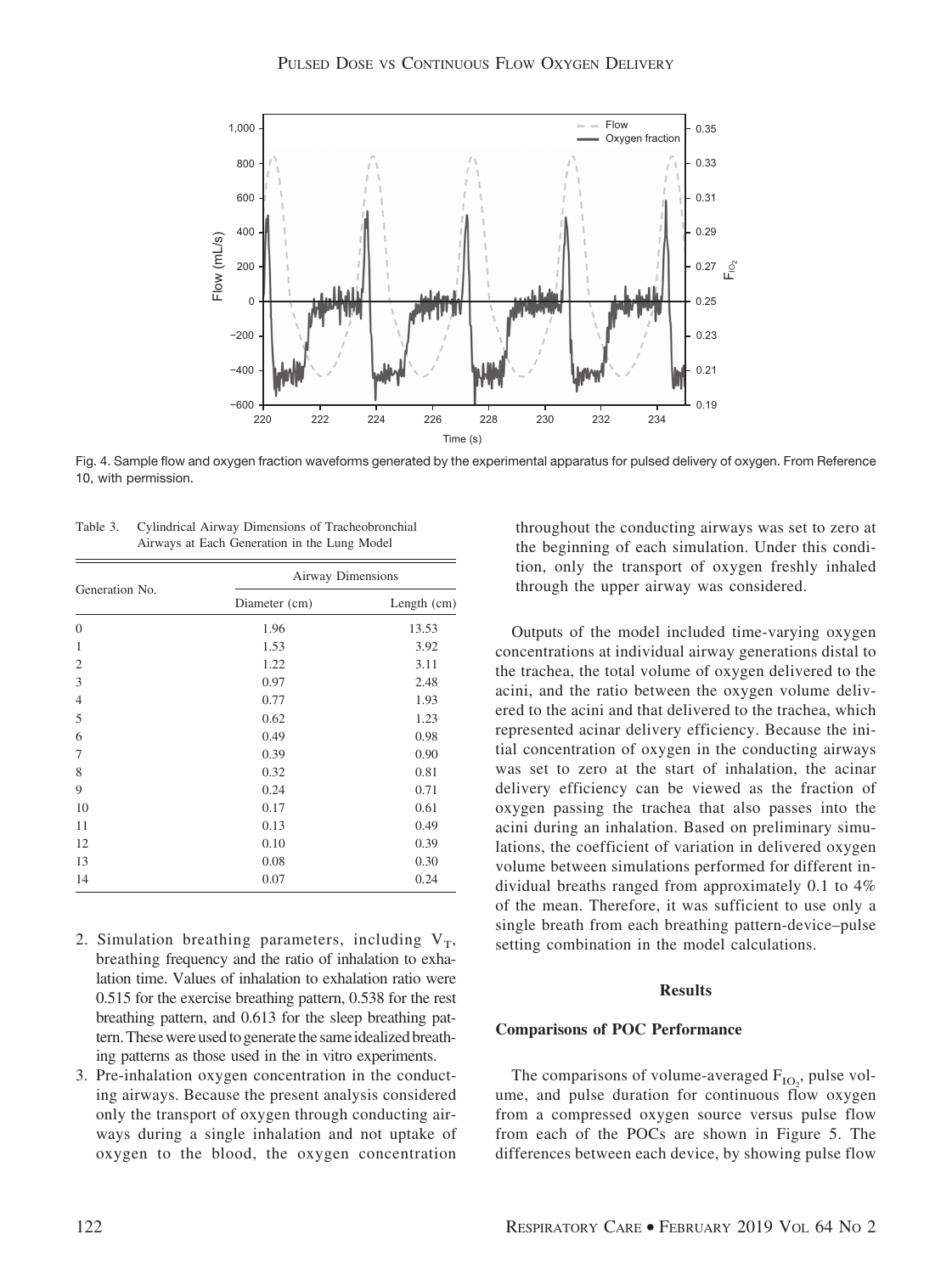Fig. 4. Sample flow and oxygen fraction waveforms generated by the experimental apparatus for pulsed delivery of oxygen. From Reference 10, with permission.

Table 3. Cylindrical Airway Dimensions of Tracheobronchial Airways at Each Generation in the Lung Model

| Generation No. | Airway Dimensions | |
|---|---|---|
| | Diameter (cm) | Length (cm) |
| 0 | 1.96 | 13.53 |
| 1 | 1.53 | 3.92 |
| 2 | 1.22 | 3.11 |
| 3 | 0.97 | 2.48 |
| 4 | 0.77 | 1.93 |
| 5 | 0.62 | 1.23 |
| 6 | 0.49 | 0.98 |
| 7 | 0.39 | 0.90 |
| 8 | 0.32 | 0.81 |
| 9 | 0.24 | 0.71 |
| 10 | 0.17 | 0.61 |
| 11 | 0.13 | 0.49 |
| 12 | 0.10 | 0.39 |
| 13 | 0.08 | 0.30 |
| 14 | 0.07 | 0.24 |

2. Simulation breathing parameters, including $V_T$, breathing frequency and the ratio of inhalation to exhalation time. Values of inhalation to exhalation ratio were 0.515 for the exercise breathing pattern, 0.538 for the rest breathing pattern, and 0.613 for the sleep breathing pattern. These were used to generate the same idealized breathing patterns as those used in the in vitro experiments.
3. Pre-inhalation oxygen concentration in the conducting airways. Because the present analysis considered only the transport of oxygen through conducting airways during a single inhalation and not uptake of oxygen to the blood, the oxygen concentration throughout the conducting airways was set to zero at the beginning of each simulation. Under this condition, only the transport of oxygen freshly inhaled through the upper airway was considered.

Outputs of the model included time-varying oxygen concentrations at individual airway generations distal to the trachea, the total volume of oxygen delivered to the acini, and the ratio between the oxygen volume delivered to the acini and that delivered to the trachea, which represented acinar delivery efficiency. Because the initial concentration of oxygen in the conducting airways was set to zero at the start of inhalation, the acinar delivery efficiency can be viewed as the fraction of oxygen passing the trachea that also passes into the acini during an inhalation. Based on preliminary simulations, the coefficient of variation in delivered oxygen volume between simulations performed for different individual breaths ranged from approximately 0.1 to 4% of the mean. Therefore, it was sufficient to use only a single breath from each breathing pattern-device–pulse setting combination in the model calculations.

## Results

### Comparisons of POC Performance

The comparisons of volume-averaged $F_{IO_2}$, pulse volume, and pulse duration for continuous flow oxygen from a compressed oxygen source versus pulse flow from each of the POCs are shown in Figure 5. The differences between each device, by showing pulse flow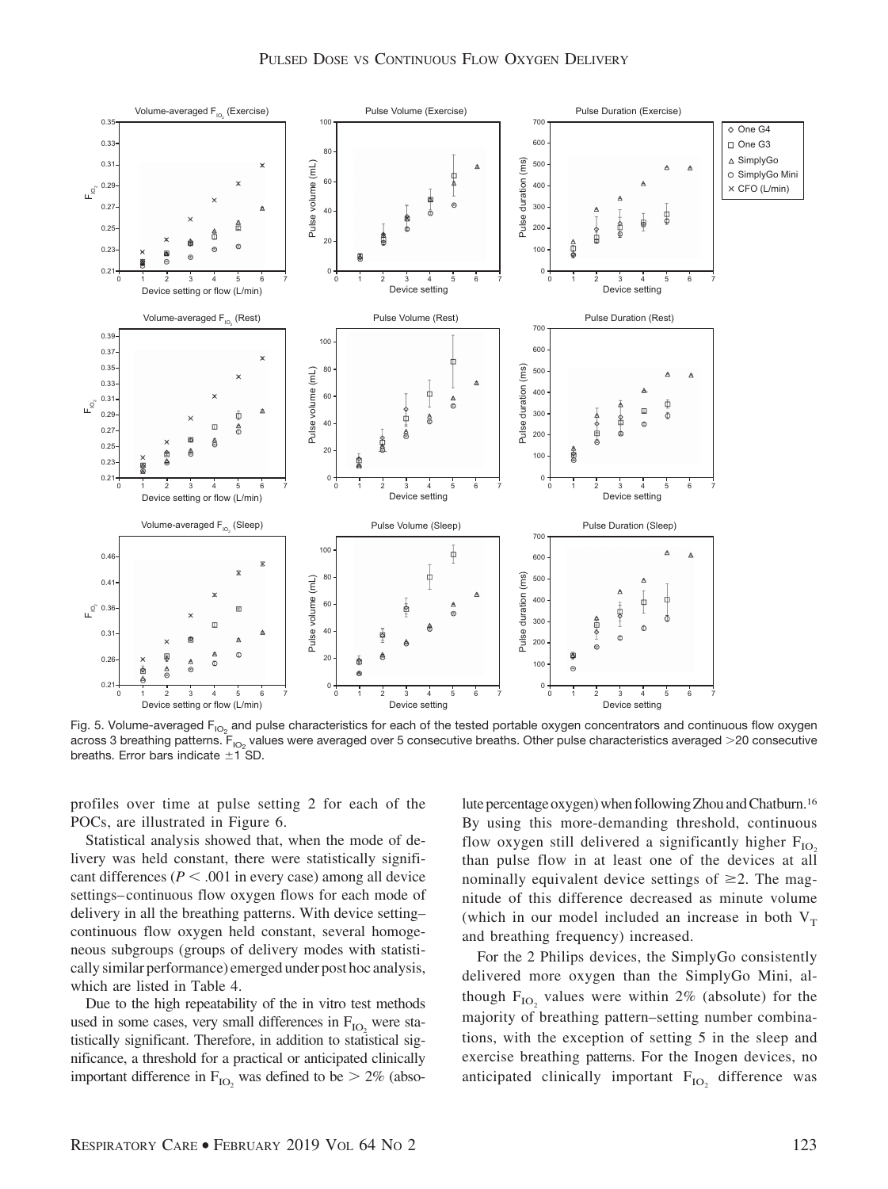Fig. 5. Volume-averaged $F_{IO_2}$ and pulse characteristics for each of the tested portable oxygen concentrators and continuous flow oxygen across 3 breathing patterns. $F_{IO_2}$ values were averaged over 5 consecutive breaths. Other pulse characteristics averaged >20 consecutive breaths. Error bars indicate ±1 SD.

profiles over time at pulse setting 2 for each of the POCs, are illustrated in Figure 6.

Statistical analysis showed that, when the mode of delivery was held constant, there were statistically significant differences ($P < .001$ in every case) among all device settings–continuous flow oxygen flows for each mode of delivery in all the breathing patterns. With device setting–continuous flow oxygen held constant, several homogeneous subgroups (groups of delivery modes with statistically similar performance) emerged under post hoc analysis, which are listed in Table 4.

Due to the high repeatability of the in vitro test methods used in some cases, very small differences in $F_{IO_2}$ were statistically significant. Therefore, in addition to statistical significance, a threshold for a practical or anticipated clinically important difference in $F_{IO_2}$ was defined to be > 2% (absolute percentage oxygen) when following Zhou and Chatburn.[16] By using this more-demanding threshold, continuous flow oxygen still delivered a significantly higher $F_{IO_2}$ than pulse flow in at least one of the devices at all nominally equivalent device settings of ≥2. The magnitude of this difference decreased as minute volume (which in our model included an increase in both $V_T$ and breathing frequency) increased.

For the 2 Philips devices, the SimplyGo consistently delivered more oxygen than the SimplyGo Mini, although $F_{IO_2}$ values were within 2% (absolute) for the majority of breathing pattern–setting number combinations, with the exception of setting 5 in the sleep and exercise breathing patterns. For the Inogen devices, no anticipated clinically important $F_{IO_2}$ difference was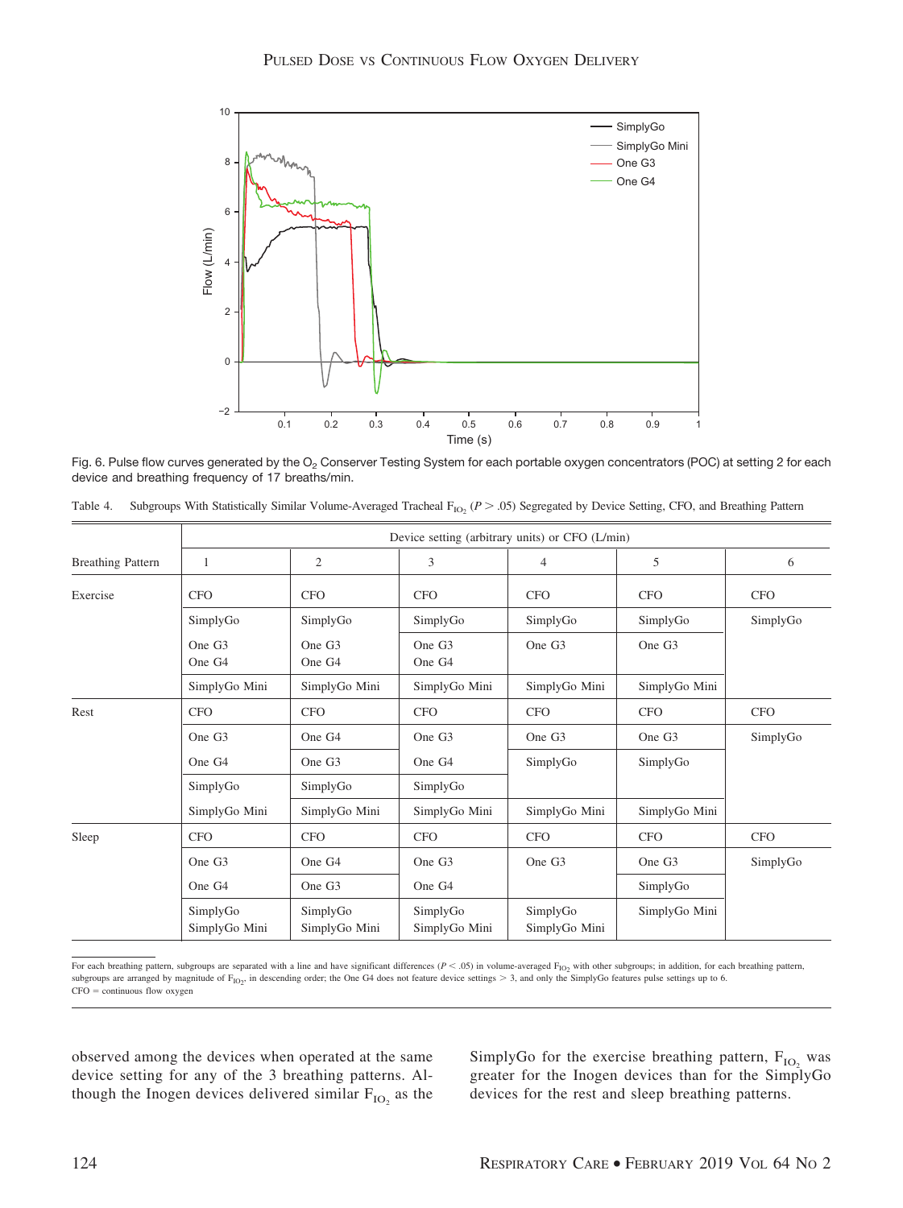Fig. 6. Pulse flow curves generated by the $O_2$ Conserver Testing System for each portable oxygen concentrators (POC) at setting 2 for each device and breathing frequency of 17 breaths/min.

Table 4. Subgroups With Statistically Similar Volume-Averaged Tracheal $F_{IO_2}$ ($P > .05$) Segregated by Device Setting, CFO, and Breathing Pattern

| Breathing Pattern | Device setting (arbitrary units) or CFO (L/min) 1 | 2 | 3 | 4 | 5 | 6 |
|---|---|---|---|---|---|---|
| Exercise | CFO | CFO | CFO | CFO | CFO | CFO |
| | SimplyGo | SimplyGo | SimplyGo | SimplyGo | SimplyGo | SimplyGo |
| | One G3<br>One G4 | One G3<br>One G4 | One G3<br>One G4 | One G3 | One G3 | |
| | SimplyGo Mini | SimplyGo Mini | SimplyGo Mini | SimplyGo Mini | SimplyGo Mini | |
| Rest | CFO | CFO | CFO | CFO | CFO | CFO |
| | One G3 | One G4 | One G3 | One G3 | One G3 | SimplyGo |
| | One G4 | One G3 | One G4 | SimplyGo | SimplyGo | |
| | SimplyGo | SimplyGo | SimplyGo | | | |
| | SimplyGo Mini | SimplyGo Mini | SimplyGo Mini | SimplyGo Mini | SimplyGo Mini | |
| Sleep | CFO | CFO | CFO | CFO | CFO | CFO |
| | One G3 | One G4 | One G3 | One G3 | One G3 | SimplyGo |
| | One G4 | One G3 | One G4 | | SimplyGo | |
| | SimplyGo<br>SimplyGo Mini | SimplyGo<br>SimplyGo Mini | SimplyGo<br>SimplyGo Mini | SimplyGo<br>SimplyGo Mini | SimplyGo Mini | |

For each breathing pattern, subgroups are separated with a line and have significant differences ($P < .05$) in volume-averaged $F_{IO_2}$ with other subgroups; in addition, for each breathing pattern, subgroups are arranged by magnitude of $F_{IO_2}$, in descending order; the One G4 does not feature device settings > 3, and only the SimplyGo features pulse settings up to 6.
CFO = continuous flow oxygen

observed among the devices when operated at the same device setting for any of the 3 breathing patterns. Although the Inogen devices delivered similar $F_{IO_2}$ as the SimplyGo for the exercise breathing pattern, $F_{IO_2}$ was greater for the Inogen devices than for the SimplyGo devices for the rest and sleep breathing patterns.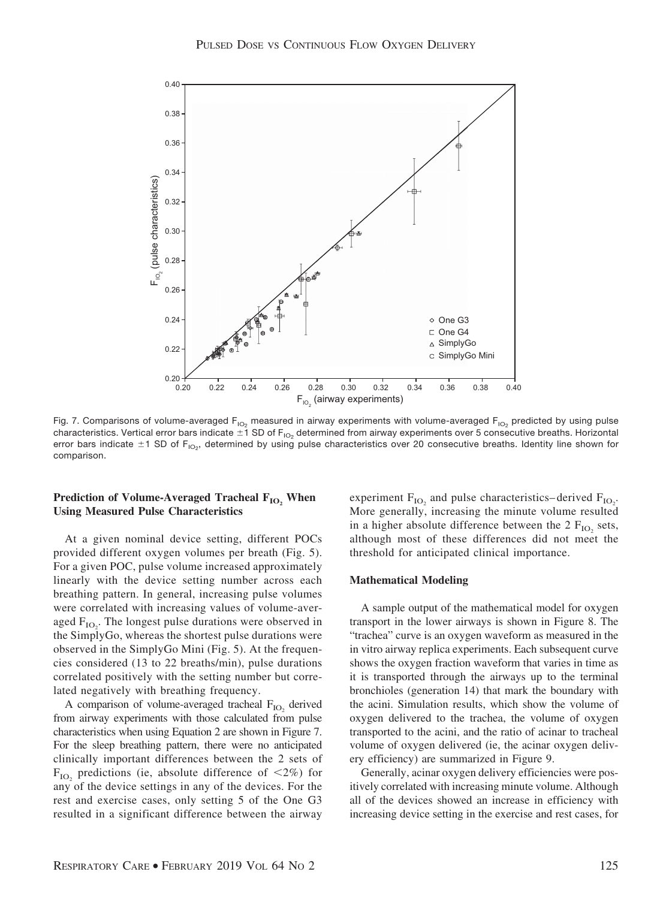Fig. 7. Comparisons of volume-averaged $F_{IO_2}$ measured in airway experiments with volume-averaged $F_{IO_2}$ predicted by using pulse characteristics. Vertical error bars indicate ±1 SD of $F_{IO_2}$ determined from airway experiments over 5 consecutive breaths. Horizontal error bars indicate ±1 SD of $F_{IO_2}$, determined by using pulse characteristics over 20 consecutive breaths. Identity line shown for comparison.

### Prediction of Volume-Averaged Tracheal $F_{IO_2}$ When Using Measured Pulse Characteristics

At a given nominal device setting, different POCs provided different oxygen volumes per breath (Fig. 5). For a given POC, pulse volume increased approximately linearly with the device setting number across each breathing pattern. In general, increasing pulse volumes were correlated with increasing values of volume-averaged $F_{IO_2}$. The longest pulse durations were observed in the SimplyGo, whereas the shortest pulse durations were observed in the SimplyGo Mini (Fig. 5). At the frequencies considered (13 to 22 breaths/min), pulse durations correlated positively with the setting number but correlated negatively with breathing frequency.

A comparison of volume-averaged tracheal $F_{IO_2}$ derived from airway experiments with those calculated from pulse characteristics when using Equation 2 are shown in Figure 7. For the sleep breathing pattern, there were no anticipated clinically important differences between the 2 sets of $F_{IO_2}$ predictions (ie, absolute difference of <2%) for any of the device settings in any of the devices. For the rest and exercise cases, only setting 5 of the One G3 resulted in a significant difference between the airway experiment $F_{IO_2}$ and pulse characteristics–derived $F_{IO_2}$. More generally, increasing the minute volume resulted in a higher absolute difference between the 2 $F_{IO_2}$ sets, although most of these differences did not meet the threshold for anticipated clinical importance.

### Mathematical Modeling

A sample output of the mathematical model for oxygen transport in the lower airways is shown in Figure 8. The "trachea" curve is an oxygen waveform as measured in the in vitro airway replica experiments. Each subsequent curve shows the oxygen fraction waveform that varies in time as it is transported through the airways up to the terminal bronchioles (generation 14) that mark the boundary with the acini. Simulation results, which show the volume of oxygen delivered to the trachea, the volume of oxygen transported to the acini, and the ratio of acinar to tracheal volume of oxygen delivered (ie, the acinar oxygen delivery efficiency) are summarized in Figure 9.

Generally, acinar oxygen delivery efficiencies were positively correlated with increasing minute volume. Although all of the devices showed an increase in efficiency with increasing device setting in the exercise and rest cases, for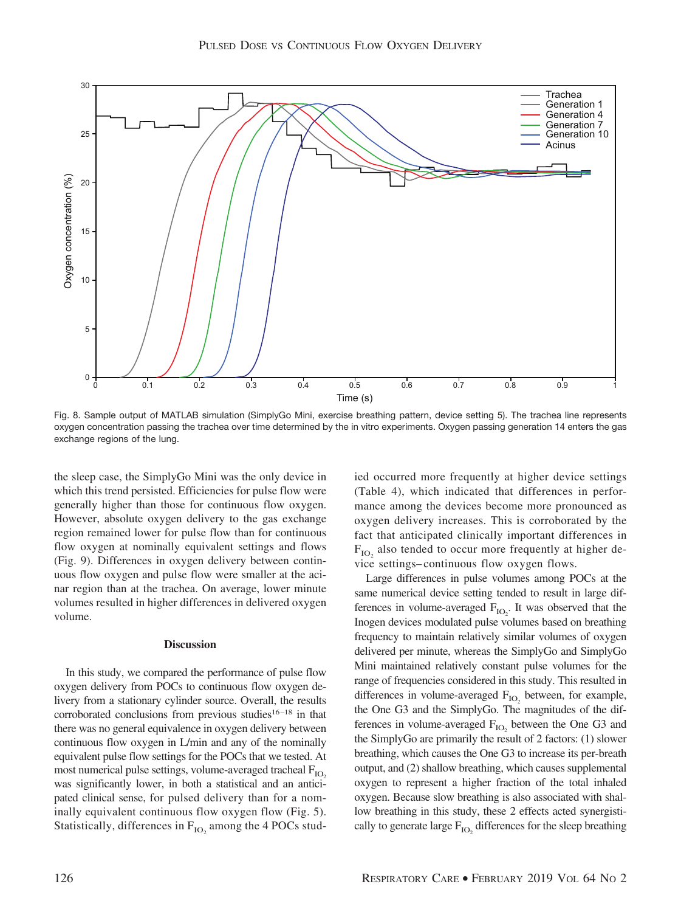Fig. 8. Sample output of MATLAB simulation (SimplyGo Mini, exercise breathing pattern, device setting 5). The trachea line represents oxygen concentration passing the trachea over time determined by the in vitro experiments. Oxygen passing generation 14 enters the gas exchange regions of the lung.

the sleep case, the SimplyGo Mini was the only device in which this trend persisted. Efficiencies for pulse flow were generally higher than those for continuous flow oxygen. However, absolute oxygen delivery to the gas exchange region remained lower for pulse flow than for continuous flow oxygen at nominally equivalent settings and flows (Fig. 9). Differences in oxygen delivery between continuous flow oxygen and pulse flow were smaller at the acinar region than at the trachea. On average, lower minute volumes resulted in higher differences in delivered oxygen volume.

## Discussion

In this study, we compared the performance of pulse flow oxygen delivery from POCs to continuous flow oxygen delivery from a stationary cylinder source. Overall, the results corroborated conclusions from previous studies[16–18] in that there was no general equivalence in oxygen delivery between continuous flow oxygen in L/min and any of the nominally equivalent pulse flow settings for the POCs that we tested. At most numerical pulse settings, volume-averaged tracheal $F_{IO_2}$ was significantly lower, in both a statistical and an anticipated clinical sense, for pulsed delivery than for a nominally equivalent continuous flow oxygen flow (Fig. 5). Statistically, differences in $F_{IO_2}$ among the 4 POCs studied occurred more frequently at higher device settings (Table 4), which indicated that differences in performance among the devices become more pronounced as oxygen delivery increases. This is corroborated by the fact that anticipated clinically important differences in $F_{IO_2}$ also tended to occur more frequently at higher device settings–continuous flow oxygen flows.

Large differences in pulse volumes among POCs at the same numerical device setting tended to result in large differences in volume-averaged $F_{IO_2}$. It was observed that the Inogen devices modulated pulse volumes based on breathing frequency to maintain relatively similar volumes of oxygen delivered per minute, whereas the SimplyGo and SimplyGo Mini maintained relatively constant pulse volumes for the range of frequencies considered in this study. This resulted in differences in volume-averaged $F_{IO_2}$ between, for example, the One G3 and the SimplyGo. The magnitudes of the differences in volume-averaged $F_{IO_2}$ between the One G3 and the SimplyGo are primarily the result of 2 factors: (1) slower breathing, which causes the One G3 to increase its per-breath output, and (2) shallow breathing, which causes supplemental oxygen to represent a higher fraction of the total inhaled oxygen. Because slow breathing is also associated with shallow breathing in this study, these 2 effects acted synergistically to generate large $F_{IO_2}$ differences for the sleep breathing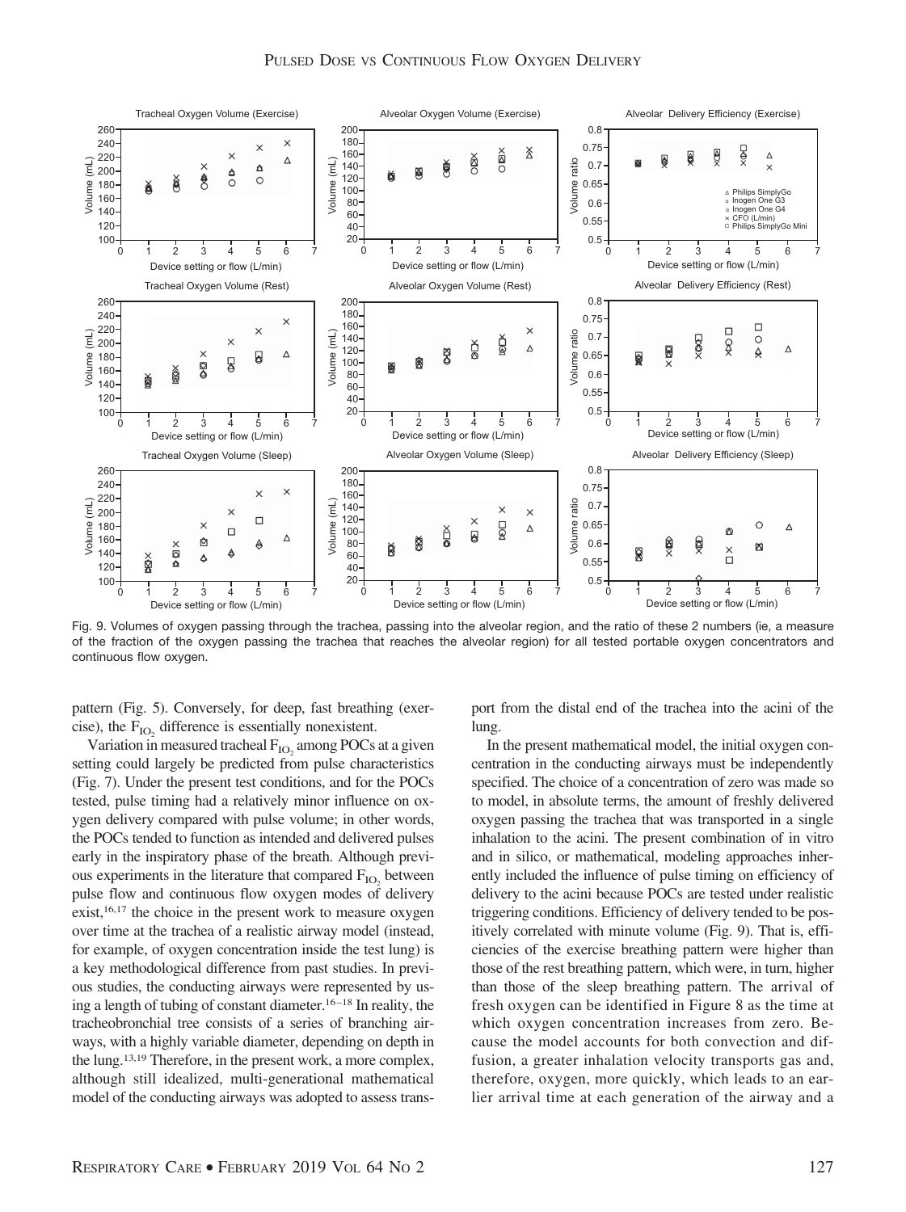Fig. 9. Volumes of oxygen passing through the trachea, passing into the alveolar region, and the ratio of these 2 numbers (ie, a measure of the fraction of the oxygen passing the trachea that reaches the alveolar region) for all tested portable oxygen concentrators and continuous flow oxygen.

pattern (Fig. 5). Conversely, for deep, fast breathing (exercise), the $F_{IO_2}$ difference is essentially nonexistent.

Variation in measured tracheal $F_{IO_2}$ among POCs at a given setting could largely be predicted from pulse characteristics (Fig. 7). Under the present test conditions, and for the POCs tested, pulse timing had a relatively minor influence on oxygen delivery compared with pulse volume; in other words, the POCs tended to function as intended and delivered pulses early in the inspiratory phase of the breath. Although previous experiments in the literature that compared $F_{IO_2}$ between pulse flow and continuous flow oxygen modes of delivery exist,[16,17] the choice in the present work to measure oxygen over time at the trachea of a realistic airway model (instead, for example, of oxygen concentration inside the test lung) is a key methodological difference from past studies. In previous studies, the conducting airways were represented by using a length of tubing of constant diameter.[16–18] In reality, the tracheobronchial tree consists of a series of branching airways, with a highly variable diameter, depending on depth in the lung.[13,19] Therefore, in the present work, a more complex, although still idealized, multi-generational mathematical model of the conducting airways was adopted to assess transport from the distal end of the trachea into the acini of the lung.

In the present mathematical model, the initial oxygen concentration in the conducting airways must be independently specified. The choice of a concentration of zero was made so to model, in absolute terms, the amount of freshly delivered oxygen passing the trachea that was transported in a single inhalation to the acini. The present combination of in vitro and in silico, or mathematical, modeling approaches inherently included the influence of pulse timing on efficiency of delivery to the acini because POCs are tested under realistic triggering conditions. Efficiency of delivery tended to be positively correlated with minute volume (Fig. 9). That is, efficiencies of the exercise breathing pattern were higher than those of the rest breathing pattern, which were, in turn, higher than those of the sleep breathing pattern. The arrival of fresh oxygen can be identified in Figure 8 as the time at which oxygen concentration increases from zero. Because the model accounts for both convection and diffusion, a greater inhalation velocity transports gas and, therefore, oxygen, more quickly, which leads to an earlier arrival time at each generation of the airway and a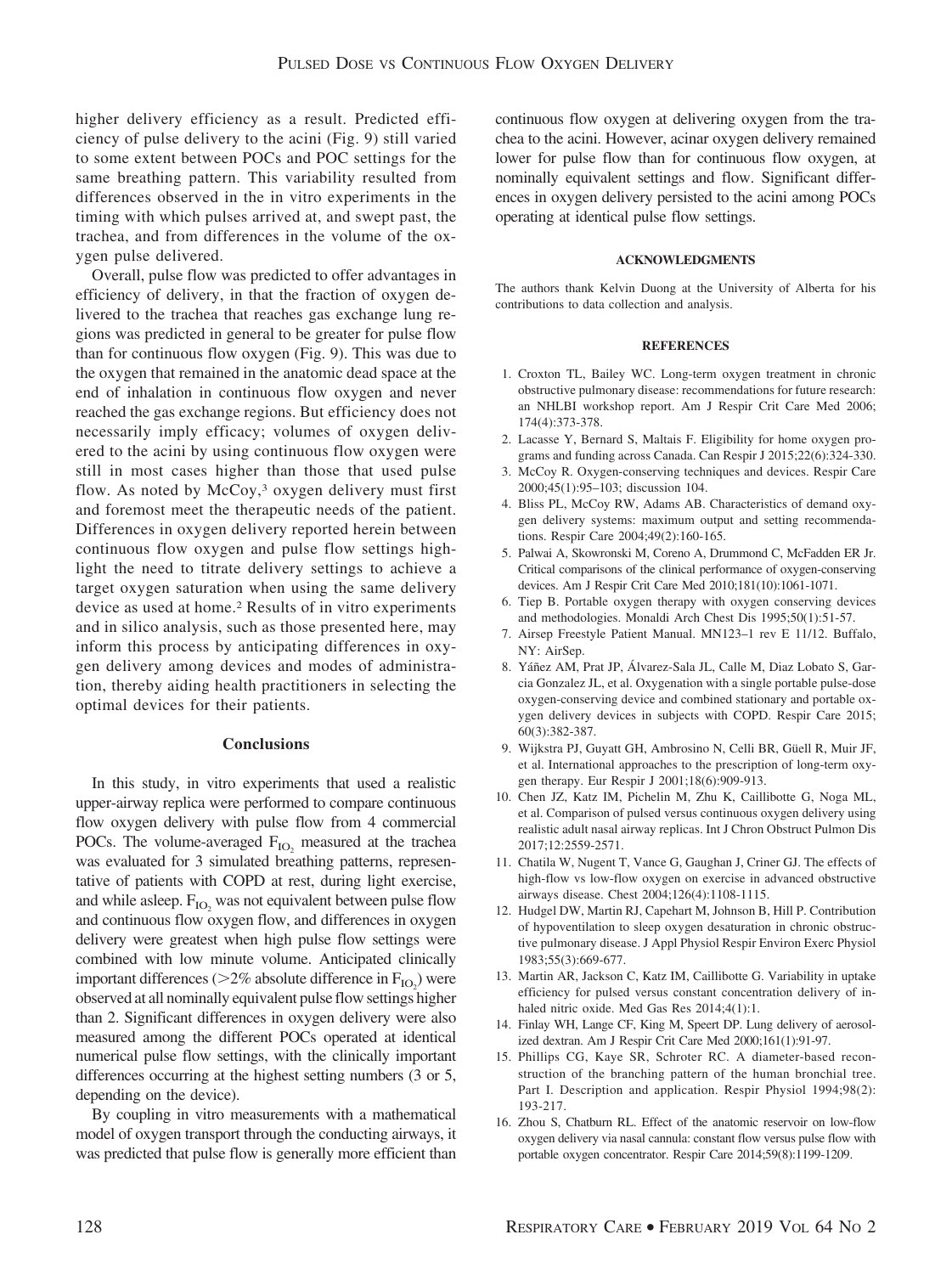higher delivery efficiency as a result. Predicted efficiency of pulse delivery to the acini (Fig. 9) still varied to some extent between POCs and POC settings for the same breathing pattern. This variability resulted from differences observed in the in vitro experiments in the timing with which pulses arrived at, and swept past, the trachea, and from differences in the volume of the oxygen pulse delivered.

Overall, pulse flow was predicted to offer advantages in efficiency of delivery, in that the fraction of oxygen delivered to the trachea that reaches gas exchange lung regions was predicted in general to be greater for pulse flow than for continuous flow oxygen (Fig. 9). This was due to the oxygen that remained in the anatomic dead space at the end of inhalation in continuous flow oxygen and never reached the gas exchange regions. But efficiency does not necessarily imply efficacy; volumes of oxygen delivered to the acini by using continuous flow oxygen were still in most cases higher than those that used pulse flow. As noted by McCoy,[3] oxygen delivery must first and foremost meet the therapeutic needs of the patient. Differences in oxygen delivery reported herein between continuous flow oxygen and pulse flow settings highlight the need to titrate delivery settings to achieve a target oxygen saturation when using the same delivery device as used at home.[2] Results of in vitro experiments and in silico analysis, such as those presented here, may inform this process by anticipating differences in oxygen delivery among devices and modes of administration, thereby aiding health practitioners in selecting the optimal devices for their patients.

## Conclusions

In this study, in vitro experiments that used a realistic upper-airway replica were performed to compare continuous flow oxygen delivery with pulse flow from 4 commercial POCs. The volume-averaged $F_{IO_2}$ measured at the trachea was evaluated for 3 simulated breathing patterns, representative of patients with COPD at rest, during light exercise, and while asleep. $F_{IO_2}$ was not equivalent between pulse flow and continuous flow oxygen flow, and differences in oxygen delivery were greatest when high pulse flow settings were combined with low minute volume. Anticipated clinically important differences (>2% absolute difference in $F_{IO_2}$) were observed at all nominally equivalent pulse flow settings higher than 2. Significant differences in oxygen delivery were also measured among the different POCs operated at identical numerical pulse flow settings, with the clinically important differences occurring at the highest setting numbers (3 or 5, depending on the device).

By coupling in vitro measurements with a mathematical model of oxygen transport through the conducting airways, it was predicted that pulse flow is generally more efficient than continuous flow oxygen at delivering oxygen from the trachea to the acini. However, acinar oxygen delivery remained lower for pulse flow than for continuous flow oxygen, at nominally equivalent settings and flow. Significant differences in oxygen delivery persisted to the acini among POCs operating at identical pulse flow settings.

#### ACKNOWLEDGMENTS

The authors thank Kelvin Duong at the University of Alberta for his contributions to data collection and analysis.

#### REFERENCES

1. Croxton TL, Bailey WC. Long-term oxygen treatment in chronic obstructive pulmonary disease: recommendations for future research: an NHLBI workshop report. Am J Respir Crit Care Med 2006; 174(4):373-378.
2. Lacasse Y, Bernard S, Maltais F. Eligibility for home oxygen programs and funding across Canada. Can Respir J 2015;22(6):324-330.
3. McCoy R. Oxygen-conserving techniques and devices. Respir Care 2000;45(1):95–103; discussion 104.
4. Bliss PL, McCoy RW, Adams AB. Characteristics of demand oxygen delivery systems: maximum output and setting recommendations. Respir Care 2004;49(2):160-165.
5. Palwai A, Skowronski M, Coreno A, Drummond C, McFadden ER Jr. Critical comparisons of the clinical performance of oxygen-conserving devices. Am J Respir Crit Care Med 2010;181(10):1061-1071.
6. Tiep B. Portable oxygen therapy with oxygen conserving devices and methodologies. Monaldi Arch Chest Dis 1995;50(1):51-57.
7. Airsep Freestyle Patient Manual. MN123–1 rev E 11/12. Buffalo, NY: AirSep.
8. Yáñez AM, Prat JP, Álvarez-Sala JL, Calle M, Diaz Lobato S, Garcia Gonzalez JL, et al. Oxygenation with a single portable pulse-dose oxygen-conserving device and combined stationary and portable oxygen delivery devices in subjects with COPD. Respir Care 2015; 60(3):382-387.
9. Wijkstra PJ, Guyatt GH, Ambrosino N, Celli BR, Güell R, Muir JF, et al. International approaches to the prescription of long-term oxygen therapy. Eur Respir J 2001;18(6):909-913.
10. Chen JZ, Katz IM, Pichelin M, Zhu K, Caillibotte G, Noga ML, et al. Comparison of pulsed versus continuous oxygen delivery using realistic adult nasal airway replicas. Int J Chron Obstruct Pulmon Dis 2017;12:2559-2571.
11. Chatila W, Nugent T, Vance G, Gaughan J, Criner GJ. The effects of high-flow vs low-flow oxygen on exercise in advanced obstructive airways disease. Chest 2004;126(4):1108-1115.
12. Hudgel DW, Martin RJ, Capehart M, Johnson B, Hill P. Contribution of hypoventilation to sleep oxygen desaturation in chronic obstructive pulmonary disease. J Appl Physiol Respir Environ Exerc Physiol 1983;55(3):669-677.
13. Martin AR, Jackson C, Katz IM, Caillibotte G. Variability in uptake efficiency for pulsed versus constant concentration delivery of inhaled nitric oxide. Med Gas Res 2014;4(1):1.
14. Finlay WH, Lange CF, King M, Speert DP. Lung delivery of aerosolized dextran. Am J Respir Crit Care Med 2000;161(1):91-97.
15. Phillips CG, Kaye SR, Schroter RC. A diameter-based reconstruction of the branching pattern of the human bronchial tree. Part I. Description and application. Respir Physiol 1994;98(2): 193-217.
16. Zhou S, Chatburn RL. Effect of the anatomic reservoir on low-flow oxygen delivery via nasal cannula: constant flow versus pulse flow with portable oxygen concentrator. Respir Care 2014;59(8):1199-1209.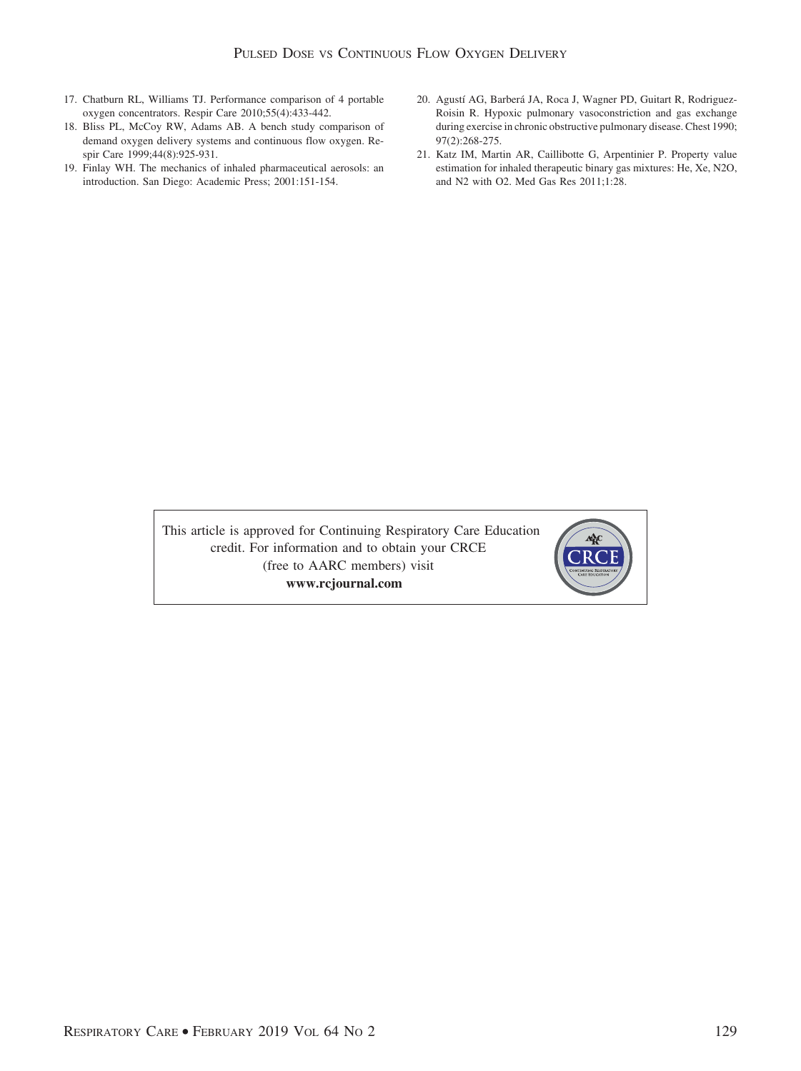17. Chatburn RL, Williams TJ. Performance comparison of 4 portable oxygen concentrators. Respir Care 2010;55(4):433-442.
18. Bliss PL, McCoy RW, Adams AB. A bench study comparison of demand oxygen delivery systems and continuous flow oxygen. Respir Care 1999;44(8):925-931.
19. Finlay WH. The mechanics of inhaled pharmaceutical aerosols: an introduction. San Diego: Academic Press; 2001:151-154.
20. Agustí AG, Barberá JA, Roca J, Wagner PD, Guitart R, Rodriguez-Roisin R. Hypoxic pulmonary vasoconstriction and gas exchange during exercise in chronic obstructive pulmonary disease. Chest 1990; 97(2):268-275.
21. Katz IM, Martin AR, Caillibotte G, Arpentinier P. Property value estimation for inhaled therapeutic binary gas mixtures: He, Xe, N2O, and N2 with O2. Med Gas Res 2011;1:28.

This article is approved for Continuing Respiratory Care Education credit. For information and to obtain your CRCE (free to AARC members) visit **www.rcjournal.com**